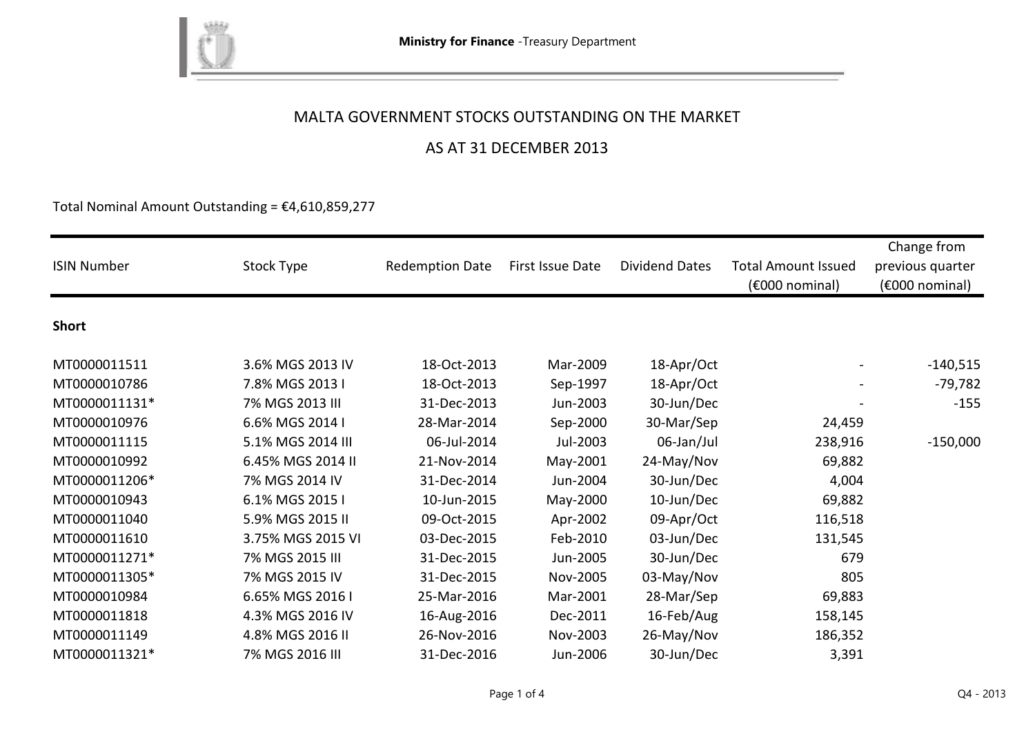Ministry for Finance -Treasury Department

# MALTA GOVERNMENT STOCKS OUTSTANDING ON THE MARKET

## AS AT 31 DECEMBER 2013

Total Nominal Amount Outstanding = €4,610,859,277

| ISIN Number | Stock Type | Redemption Date | First Issue Date | Dividend Dates | Total Amount Issued (€000 nominal) | Change from previous quarter (€000 nominal) |
|---|---|---|---|---|---|---|
| **Short** | | | | | | |
| MT0000011511 | 3.6% MGS 2013 IV | 18-Oct-2013 | Mar-2009 | 18-Apr/Oct | - | -140,515 |
| MT0000010786 | 7.8% MGS 2013 I | 18-Oct-2013 | Sep-1997 | 18-Apr/Oct | - | -79,782 |
| MT0000011131* | 7% MGS 2013 III | 31-Dec-2013 | Jun-2003 | 30-Jun/Dec | - | -155 |
| MT0000010976 | 6.6% MGS 2014 I | 28-Mar-2014 | Sep-2000 | 30-Mar/Sep | 24,459 | |
| MT0000011115 | 5.1% MGS 2014 III | 06-Jul-2014 | Jul-2003 | 06-Jan/Jul | 238,916 | -150,000 |
| MT0000010992 | 6.45% MGS 2014 II | 21-Nov-2014 | May-2001 | 24-May/Nov | 69,882 | |
| MT0000011206* | 7% MGS 2014 IV | 31-Dec-2014 | Jun-2004 | 30-Jun/Dec | 4,004 | |
| MT0000010943 | 6.1% MGS 2015 I | 10-Jun-2015 | May-2000 | 10-Jun/Dec | 69,882 | |
| MT0000011040 | 5.9% MGS 2015 II | 09-Oct-2015 | Apr-2002 | 09-Apr/Oct | 116,518 | |
| MT0000011610 | 3.75% MGS 2015 VI | 03-Dec-2015 | Feb-2010 | 03-Jun/Dec | 131,545 | |
| MT0000011271* | 7% MGS 2015 III | 31-Dec-2015 | Jun-2005 | 30-Jun/Dec | 679 | |
| MT0000011305* | 7% MGS 2015 IV | 31-Dec-2015 | Nov-2005 | 03-May/Nov | 805 | |
| MT0000010984 | 6.65% MGS 2016 I | 25-Mar-2016 | Mar-2001 | 28-Mar/Sep | 69,883 | |
| MT0000011818 | 4.3% MGS 2016 IV | 16-Aug-2016 | Dec-2011 | 16-Feb/Aug | 158,145 | |
| MT0000011149 | 4.8% MGS 2016 II | 26-Nov-2016 | Nov-2003 | 26-May/Nov | 186,352 | |
| MT0000011321* | 7% MGS 2016 III | 31-Dec-2016 | Jun-2006 | 30-Jun/Dec | 3,391 | |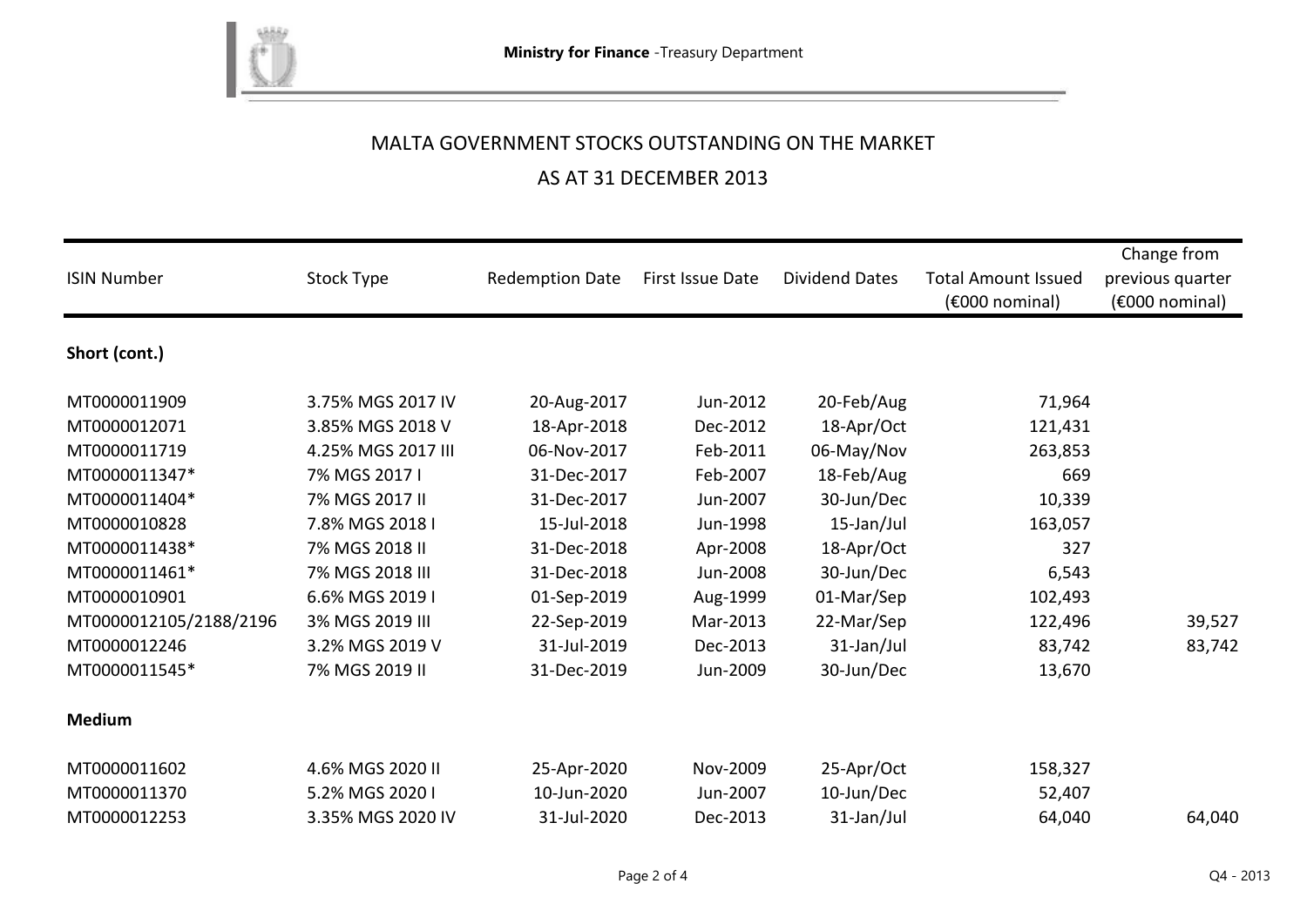**Ministry for Finance** -Treasury Department

# MALTA GOVERNMENT STOCKS OUTSTANDING ON THE MARKET

## AS AT 31 DECEMBER 2013

| ISIN Number | Stock Type | Redemption Date | First Issue Date | Dividend Dates | Total Amount Issued (€000 nominal) | Change from previous quarter (€000 nominal) |
|---|---|---|---|---|---|---|
| **Short (cont.)** | | | | | | |
| MT0000011909 | 3.75% MGS 2017 IV | 20-Aug-2017 | Jun-2012 | 20-Feb/Aug | 71,964 | |
| MT0000012071 | 3.85% MGS 2018 V | 18-Apr-2018 | Dec-2012 | 18-Apr/Oct | 121,431 | |
| MT0000011719 | 4.25% MGS 2017 III | 06-Nov-2017 | Feb-2011 | 06-May/Nov | 263,853 | |
| MT0000011347* | 7% MGS 2017 I | 31-Dec-2017 | Feb-2007 | 18-Feb/Aug | 669 | |
| MT0000011404* | 7% MGS 2017 II | 31-Dec-2017 | Jun-2007 | 30-Jun/Dec | 10,339 | |
| MT0000010828 | 7.8% MGS 2018 I | 15-Jul-2018 | Jun-1998 | 15-Jan/Jul | 163,057 | |
| MT0000011438* | 7% MGS 2018 II | 31-Dec-2018 | Apr-2008 | 18-Apr/Oct | 327 | |
| MT0000011461* | 7% MGS 2018 III | 31-Dec-2018 | Jun-2008 | 30-Jun/Dec | 6,543 | |
| MT0000010901 | 6.6% MGS 2019 I | 01-Sep-2019 | Aug-1999 | 01-Mar/Sep | 102,493 | |
| MT0000012105/2188/2196 | 3% MGS 2019 III | 22-Sep-2019 | Mar-2013 | 22-Mar/Sep | 122,496 | 39,527 |
| MT0000012246 | 3.2% MGS 2019 V | 31-Jul-2019 | Dec-2013 | 31-Jan/Jul | 83,742 | 83,742 |
| MT0000011545* | 7% MGS 2019 II | 31-Dec-2019 | Jun-2009 | 30-Jun/Dec | 13,670 | |
| **Medium** | | | | | | |
| MT0000011602 | 4.6% MGS 2020 II | 25-Apr-2020 | Nov-2009 | 25-Apr/Oct | 158,327 | |
| MT0000011370 | 5.2% MGS 2020 I | 10-Jun-2020 | Jun-2007 | 10-Jun/Dec | 52,407 | |
| MT0000012253 | 3.35% MGS 2020 IV | 31-Jul-2020 | Dec-2013 | 31-Jan/Jul | 64,040 | 64,040 |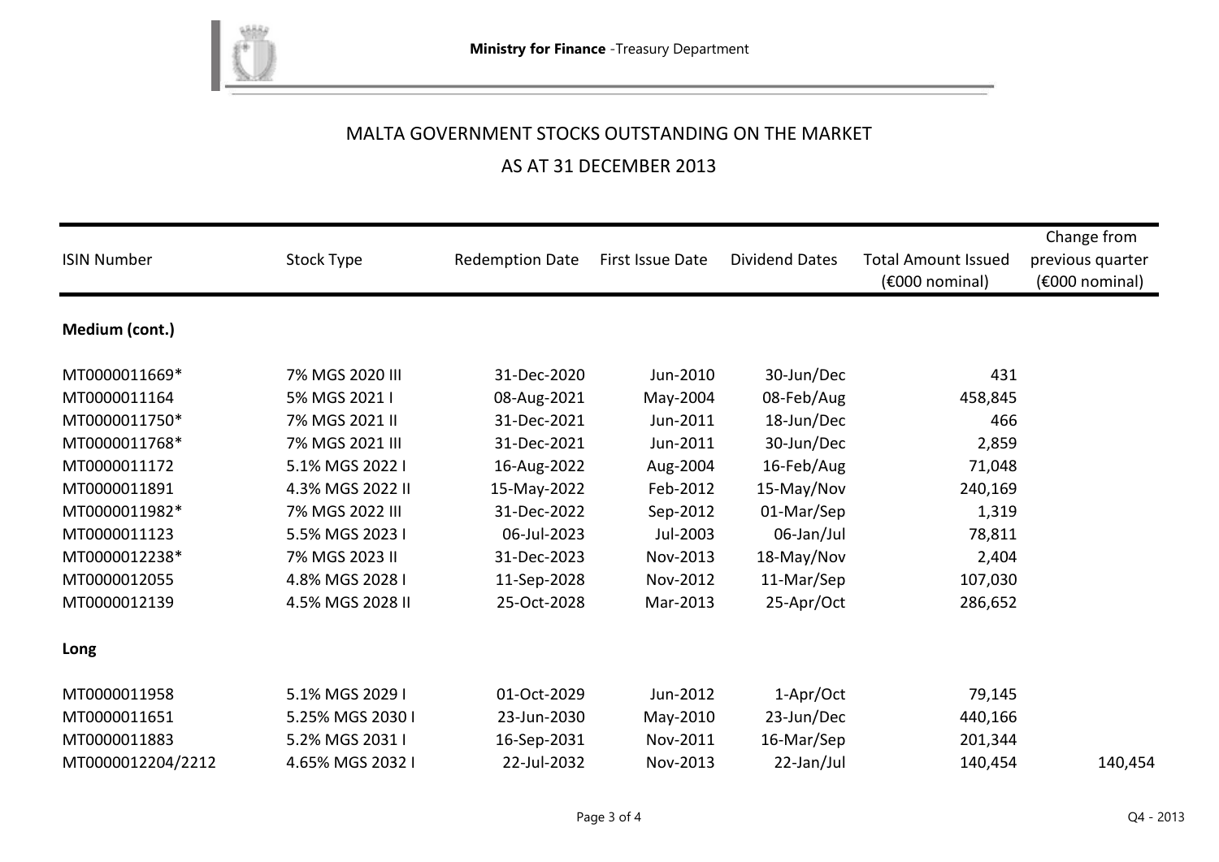Ministry for Finance -Treasury Department

# MALTA GOVERNMENT STOCKS OUTSTANDING ON THE MARKET

## AS AT 31 DECEMBER 2013

| ISIN Number | Stock Type | Redemption Date | First Issue Date | Dividend Dates | Total Amount Issued (€000 nominal) | Change from previous quarter (€000 nominal) |
|---|---|---|---|---|---|---|
| **Medium (cont.)** | | | | | | |
| MT0000011669* | 7% MGS 2020 III | 31-Dec-2020 | Jun-2010 | 30-Jun/Dec | 431 | |
| MT0000011164 | 5% MGS 2021 I | 08-Aug-2021 | May-2004 | 08-Feb/Aug | 458,845 | |
| MT0000011750* | 7% MGS 2021 II | 31-Dec-2021 | Jun-2011 | 18-Jun/Dec | 466 | |
| MT0000011768* | 7% MGS 2021 III | 31-Dec-2021 | Jun-2011 | 30-Jun/Dec | 2,859 | |
| MT0000011172 | 5.1% MGS 2022 I | 16-Aug-2022 | Aug-2004 | 16-Feb/Aug | 71,048 | |
| MT0000011891 | 4.3% MGS 2022 II | 15-May-2022 | Feb-2012 | 15-May/Nov | 240,169 | |
| MT0000011982* | 7% MGS 2022 III | 31-Dec-2022 | Sep-2012 | 01-Mar/Sep | 1,319 | |
| MT0000011123 | 5.5% MGS 2023 I | 06-Jul-2023 | Jul-2003 | 06-Jan/Jul | 78,811 | |
| MT0000012238* | 7% MGS 2023 II | 31-Dec-2023 | Nov-2013 | 18-May/Nov | 2,404 | |
| MT0000012055 | 4.8% MGS 2028 I | 11-Sep-2028 | Nov-2012 | 11-Mar/Sep | 107,030 | |
| MT0000012139 | 4.5% MGS 2028 II | 25-Oct-2028 | Mar-2013 | 25-Apr/Oct | 286,652 | |
| **Long** | | | | | | |
| MT0000011958 | 5.1% MGS 2029 I | 01-Oct-2029 | Jun-2012 | 1-Apr/Oct | 79,145 | |
| MT0000011651 | 5.25% MGS 2030 I | 23-Jun-2030 | May-2010 | 23-Jun/Dec | 440,166 | |
| MT0000011883 | 5.2% MGS 2031 I | 16-Sep-2031 | Nov-2011 | 16-Mar/Sep | 201,344 | |
| MT0000012204/2212 | 4.65% MGS 2032 I | 22-Jul-2032 | Nov-2013 | 22-Jan/Jul | 140,454 | 140,454 |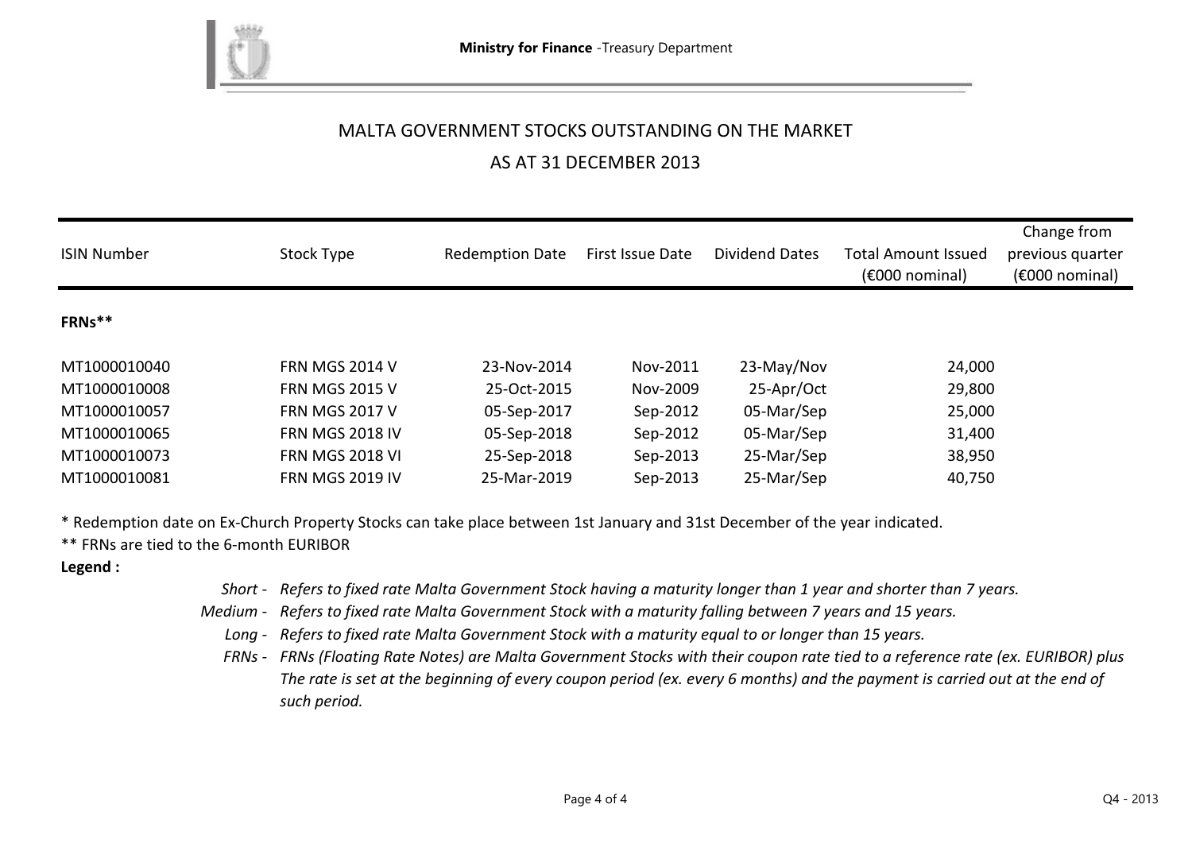MALTA GOVERNMENT STOCKS OUTSTANDING ON THE MARKET

AS AT 31 DECEMBER 2013

| ISIN Number | Stock Type | Redemption Date | First Issue Date | Dividend Dates | Total Amount Issued (€000 nominal) | Change from previous quarter (€000 nominal) |
|---|---|---|---|---|---|---|
| **FRNs**** | | | | | | |
| MT1000010040 | FRN MGS 2014 V | 23-Nov-2014 | Nov-2011 | 23-May/Nov | 24,000 | |
| MT1000010008 | FRN MGS 2015 V | 25-Oct-2015 | Nov-2009 | 25-Apr/Oct | 29,800 | |
| MT1000010057 | FRN MGS 2017 V | 05-Sep-2017 | Sep-2012 | 05-Mar/Sep | 25,000 | |
| MT1000010065 | FRN MGS 2018 IV | 05-Sep-2018 | Sep-2012 | 05-Mar/Sep | 31,400 | |
| MT1000010073 | FRN MGS 2018 VI | 25-Sep-2018 | Sep-2013 | 25-Mar/Sep | 38,950 | |
| MT1000010081 | FRN MGS 2019 IV | 25-Mar-2019 | Sep-2013 | 25-Mar/Sep | 40,750 | |

* Redemption date on Ex-Church Property Stocks can take place between 1st January and 31st December of the year indicated.

** FRNs are tied to the 6-month EURIBOR

**Legend :**

*Short - Refers to fixed rate Malta Government Stock having a maturity longer than 1 year and shorter than 7 years.*

*Medium - Refers to fixed rate Malta Government Stock with a maturity falling between 7 years and 15 years.*

*Long - Refers to fixed rate Malta Government Stock with a maturity equal to or longer than 15 years.*

*FRNs - FRNs (Floating Rate Notes) are Malta Government Stocks with their coupon rate tied to a reference rate (ex. EURIBOR) plus The rate is set at the beginning of every coupon period (ex. every 6 months) and the payment is carried out at the end of such period.*